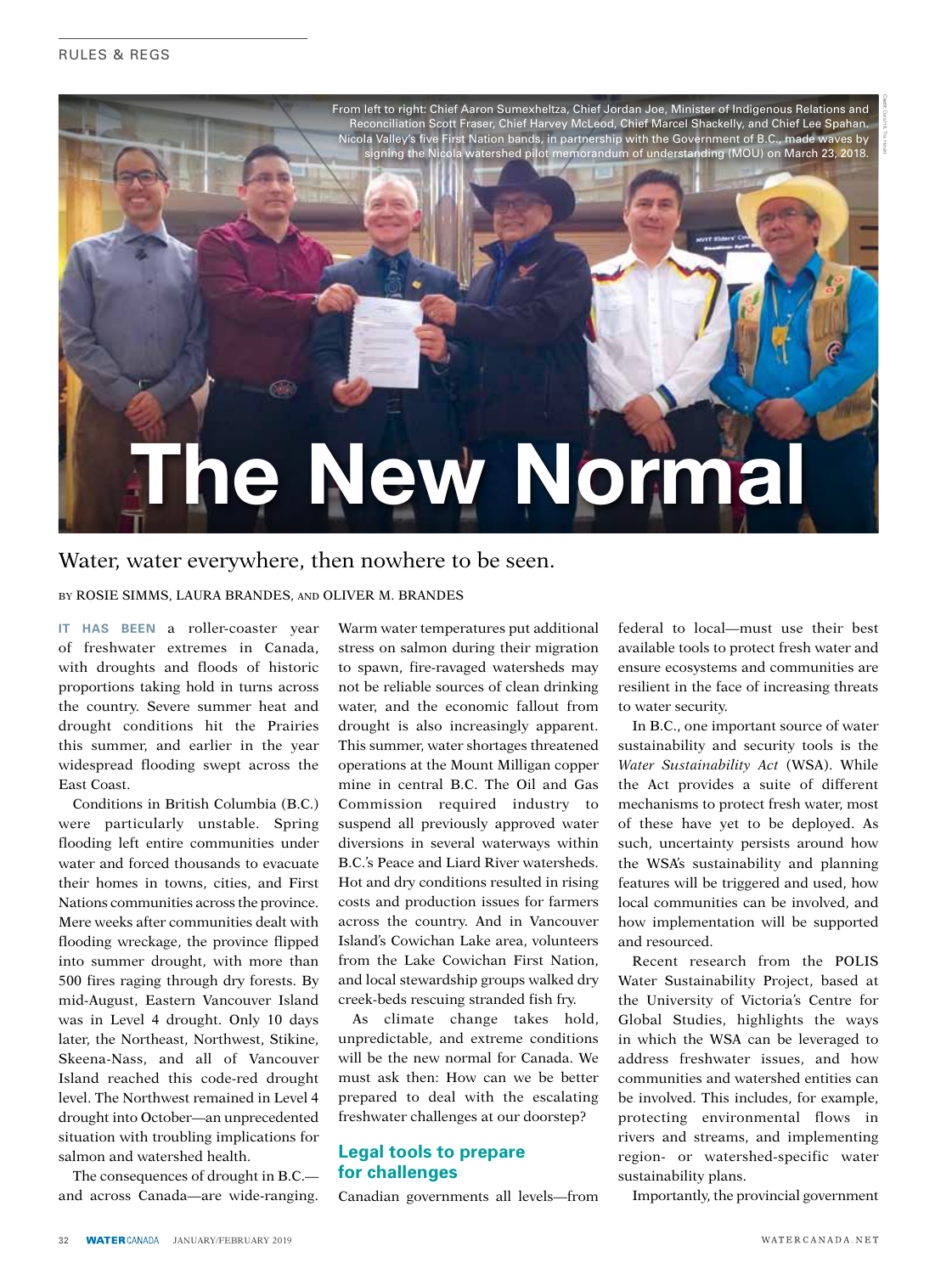RULES & REGS

From left to right: Chief Aaron Sumexheltza, Chief Jordan Joe, Minister of Indigenous Relations and Reconciliation Scott Fraser, Chief Harvey McLeod, Chief Marcel Shackelly, and Chief Lee Spahan. Nicola Valley's five First Nation bands, in partnership with the Government of B.C., made waves by signing the Nicola watershed pilot memorandum of understanding (MOU) on March 23, 2018.

# The New Normal

## Water, water everywhere, then nowhere to be seen.

BY ROSIE SIMMS, LAURA BRANDES, AND OLIVER M. BRANDES

**IT HAS BEEN** a roller-coaster year of freshwater extremes in Canada, with droughts and floods of historic proportions taking hold in turns across the country. Severe summer heat and drought conditions hit the Prairies this summer, and earlier in the year widespread flooding swept across the East Coast.

Conditions in British Columbia (B.C.) were particularly unstable. Spring flooding left entire communities under water and forced thousands to evacuate their homes in towns, cities, and First Nations communities across the province. Mere weeks after communities dealt with flooding wreckage, the province flipped into summer drought, with more than 500 fires raging through dry forests. By mid-August, Eastern Vancouver Island was in Level 4 drought. Only 10 days later, the Northeast, Northwest, Stikine, Skeena-Nass, and all of Vancouver Island reached this code-red drought level. The Northwest remained in Level 4 drought into October—an unprecedented situation with troubling implications for salmon and watershed health.

The consequences of drought in B.C.—and across Canada—are wide-ranging. Warm water temperatures put additional stress on salmon during their migration to spawn, fire-ravaged watersheds may not be reliable sources of clean drinking water, and the economic fallout from drought is also increasingly apparent. This summer, water shortages threatened operations at the Mount Milligan copper mine in central B.C. The Oil and Gas Commission required industry to suspend all previously approved water diversions in several waterways within B.C.'s Peace and Liard River watersheds. Hot and dry conditions resulted in rising costs and production issues for farmers across the country. And in Vancouver Island's Cowichan Lake area, volunteers from the Lake Cowichan First Nation, and local stewardship groups walked dry creek-beds rescuing stranded fish fry.

As climate change takes hold, unpredictable, and extreme conditions will be the new normal for Canada. We must ask then: How can we be better prepared to deal with the escalating freshwater challenges at our doorstep?

### Legal tools to prepare for challenges

Canadian governments all levels—from federal to local—must use their best available tools to protect fresh water and ensure ecosystems and communities are resilient in the face of increasing threats to water security.

In B.C., one important source of water sustainability and security tools is the *Water Sustainability Act* (WSA). While the Act provides a suite of different mechanisms to protect fresh water, most of these have yet to be deployed. As such, uncertainty persists around how the WSA's sustainability and planning features will be triggered and used, how local communities can be involved, and how implementation will be supported and resourced.

Recent research from the POLIS Water Sustainability Project, based at the University of Victoria's Centre for Global Studies, highlights the ways in which the WSA can be leveraged to address freshwater issues, and how communities and watershed entities can be involved. This includes, for example, protecting environmental flows in rivers and streams, and implementing region- or watershed-specific water sustainability plans.

Importantly, the provincial government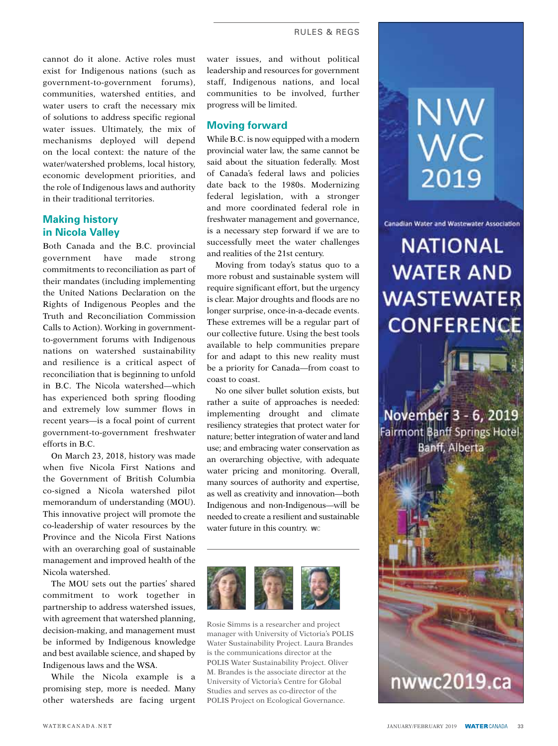cannot do it alone. Active roles must exist for Indigenous nations (such as government-to-government forums), communities, watershed entities, and water users to craft the necessary mix of solutions to address specific regional water issues. Ultimately, the mix of mechanisms deployed will depend on the local context: the nature of the water/watershed problems, local history, economic development priorities, and the role of Indigenous laws and authority in their traditional territories.

## Making history in Nicola Valley

Both Canada and the B.C. provincial government have made strong commitments to reconciliation as part of their mandates (including implementing the United Nations Declaration on the Rights of Indigenous Peoples and the Truth and Reconciliation Commission Calls to Action). Working in government-to-government forums with Indigenous nations on watershed sustainability and resilience is a critical aspect of reconciliation that is beginning to unfold in B.C. The Nicola watershed—which has experienced both spring flooding and extremely low summer flows in recent years—is a focal point of current government-to-government freshwater efforts in B.C.

On March 23, 2018, history was made when five Nicola First Nations and the Government of British Columbia co-signed a Nicola watershed pilot memorandum of understanding (MOU). This innovative project will promote the co-leadership of water resources by the Province and the Nicola First Nations with an overarching goal of sustainable management and improved health of the Nicola watershed.

The MOU sets out the parties' shared commitment to work together in partnership to address watershed issues, with agreement that watershed planning, decision-making, and management must be informed by Indigenous knowledge and best available science, and shaped by Indigenous laws and the WSA.

While the Nicola example is a promising step, more is needed. Many other watersheds are facing urgent water issues, and without political leadership and resources for government staff, Indigenous nations, and local communities to be involved, further progress will be limited.

## Moving forward

While B.C. is now equipped with a modern provincial water law, the same cannot be said about the situation federally. Most of Canada's federal laws and policies date back to the 1980s. Modernizing federal legislation, with a stronger and more coordinated federal role in freshwater management and governance, is a necessary step forward if we are to successfully meet the water challenges and realities of the 21st century.

Moving from today's status quo to a more robust and sustainable system will require significant effort, but the urgency is clear. Major droughts and floods are no longer surprise, once-in-a-decade events. These extremes will be a regular part of our collective future. Using the best tools available to help communities prepare for and adapt to this new reality must be a priority for Canada—from coast to coast.

No one silver bullet solution exists, but rather a suite of approaches is needed: implementing drought and climate resiliency strategies that protect water for nature; better integration of water and land use; and embracing water conservation as an overarching objective, with adequate water pricing and monitoring. Overall, many sources of authority and expertise, as well as creativity and innovation—both Indigenous and non-Indigenous—will be needed to create a resilient and sustainable water future in this country. WC

Rosie Simms is a researcher and project manager with University of Victoria's POLIS Water Sustainability Project. Laura Brandes is the communications director at the POLIS Water Sustainability Project. Oliver M. Brandes is the associate director at the University of Victoria's Centre for Global Studies and serves as co-director of the POLIS Project on Ecological Governance.

NWWC 2019

Canadian Water and Wastewater Association

NATIONAL WATER AND WASTEWATER CONFERENCE

November 3 - 6, 2019
Fairmont Banff Springs Hotel
Banff, Alberta

nwwc2019.ca